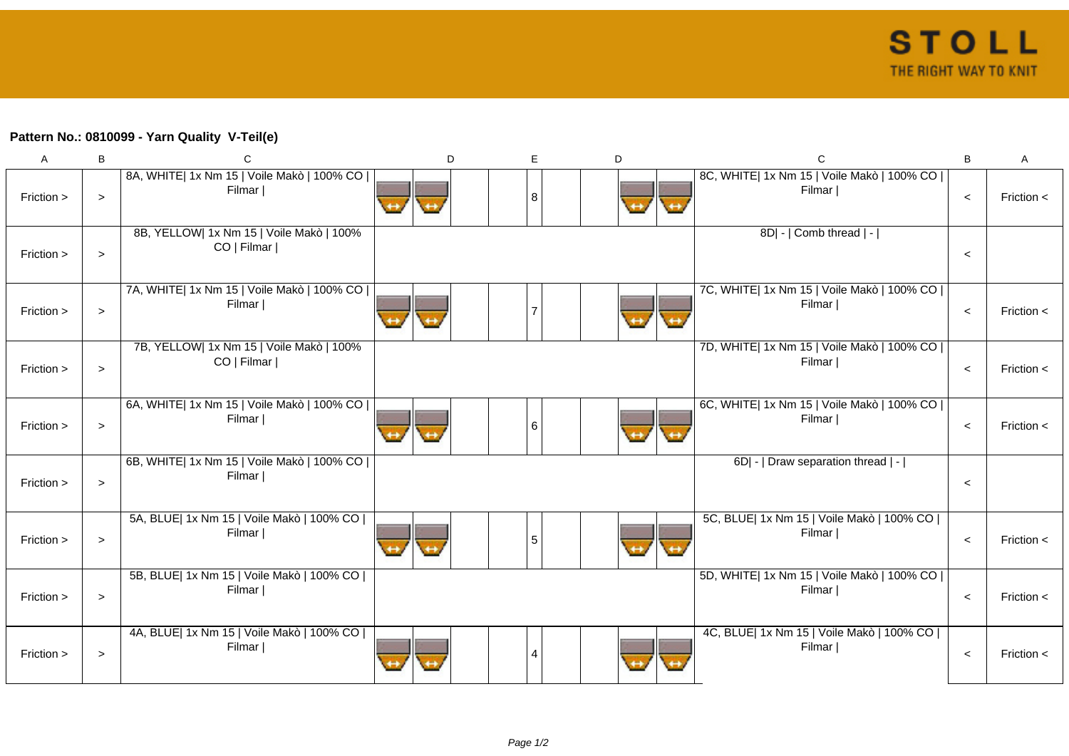**Pattern No.: 0810099 - Yarn Quality  V-Teil(e)**

| A | B | C | D | | | | E | D | | | | C | B | A |
|---|---|---|---|---|---|---|---|---|---|---|---|---|---|---|
| Friction > | > | 8A, WHITE\| 1x Nm 15 \| Voile Makò \| 100% CO \| Filmar \| | | | | | 8 | | | | | 8C, WHITE\| 1x Nm 15 \| Voile Makò \| 100% CO \| Filmar \| | < | Friction < |
| Friction > | > | 8B, YELLOW\| 1x Nm 15 \| Voile Makò \| 100% CO \| Filmar \| | | | | | | | | | | 8D\| - \| Comb thread \| - \| | < | |
| Friction > | > | 7A, WHITE\| 1x Nm 15 \| Voile Makò \| 100% CO \| Filmar \| | | | | | 7 | | | | | 7C, WHITE\| 1x Nm 15 \| Voile Makò \| 100% CO \| Filmar \| | < | Friction < |
| Friction > | > | 7B, YELLOW\| 1x Nm 15 \| Voile Makò \| 100% CO \| Filmar \| | | | | | | | | | | 7D, WHITE\| 1x Nm 15 \| Voile Makò \| 100% CO \| Filmar \| | < | Friction < |
| Friction > | > | 6A, WHITE\| 1x Nm 15 \| Voile Makò \| 100% CO \| Filmar \| | | | | | 6 | | | | | 6C, WHITE\| 1x Nm 15 \| Voile Makò \| 100% CO \| Filmar \| | < | Friction < |
| Friction > | > | 6B, WHITE\| 1x Nm 15 \| Voile Makò \| 100% CO \| Filmar \| | | | | | | | | | | 6D\| - \| Draw separation thread \| - \| | < | |
| Friction > | > | 5A, BLUE\| 1x Nm 15 \| Voile Makò \| 100% CO \| Filmar \| | | | | | 5 | | | | | 5C, BLUE\| 1x Nm 15 \| Voile Makò \| 100% CO \| Filmar \| | < | Friction < |
| Friction > | > | 5B, BLUE\| 1x Nm 15 \| Voile Makò \| 100% CO \| Filmar \| | | | | | | | | | | 5D, WHITE\| 1x Nm 15 \| Voile Makò \| 100% CO \| Filmar \| | < | Friction < |
| Friction > | > | 4A, BLUE\| 1x Nm 15 \| Voile Makò \| 100% CO \| Filmar \| | | | | | 4 | | | | | 4C, BLUE\| 1x Nm 15 \| Voile Makò \| 100% CO \| Filmar \| | < | Friction < |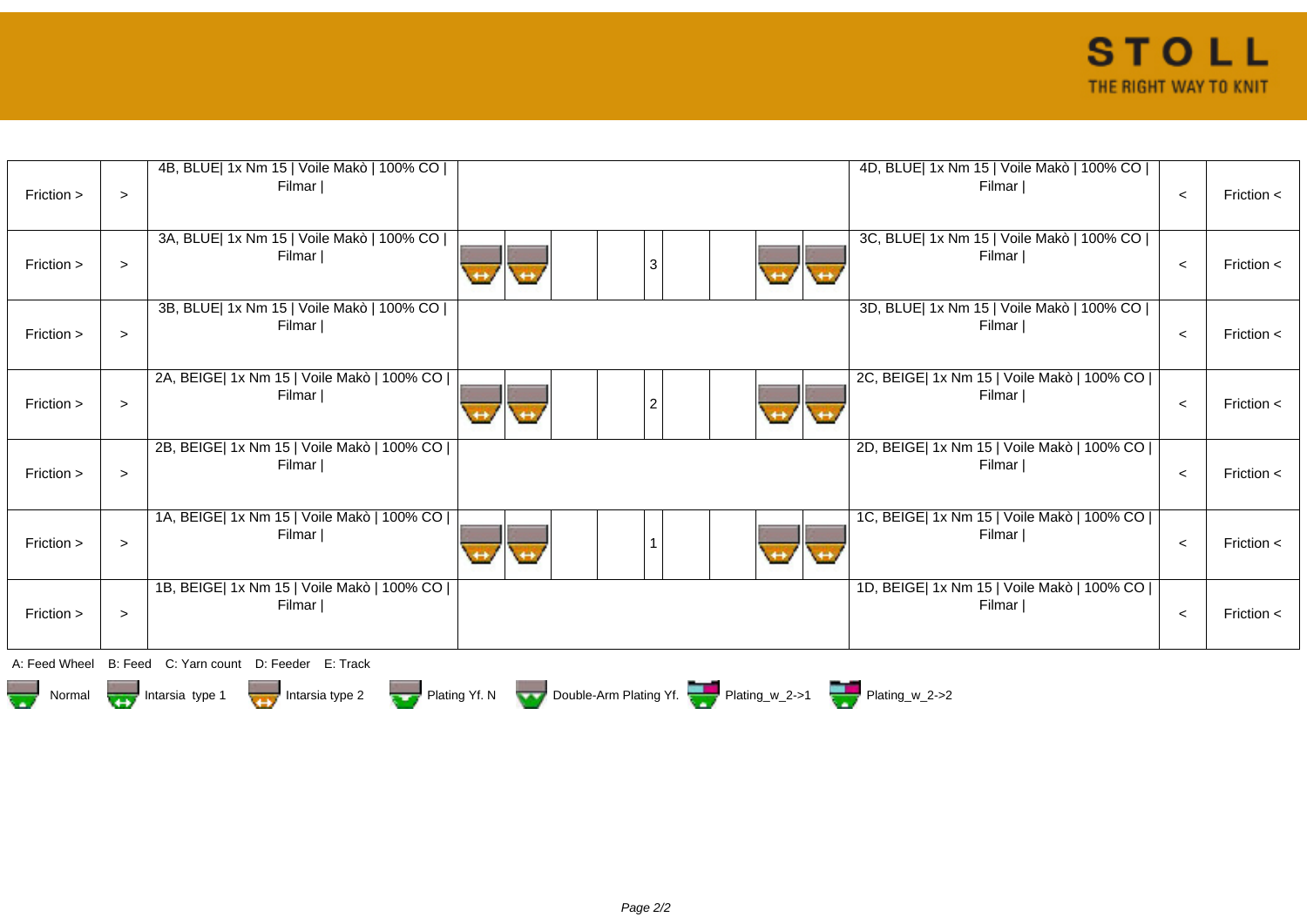| | | | | | | | | | | | | | | |
|---|---|---|---|---|---|---|---|---|---|---|---|---|---|---|
| Friction > | > | 4B, BLUE\| 1x Nm 15 \| Voile Makò \| 100% CO \| Filmar \| | | | | | | | | | | 4D, BLUE\| 1x Nm 15 \| Voile Makò \| 100% CO \| Filmar \| | < | Friction < |
| Friction > | > | 3A, BLUE\| 1x Nm 15 \| Voile Makò \| 100% CO \| Filmar \| | | | | | 3 | | | | | 3C, BLUE\| 1x Nm 15 \| Voile Makò \| 100% CO \| Filmar \| | < | Friction < |
| Friction > | > | 3B, BLUE\| 1x Nm 15 \| Voile Makò \| 100% CO \| Filmar \| | | | | | | | | | | 3D, BLUE\| 1x Nm 15 \| Voile Makò \| 100% CO \| Filmar \| | < | Friction < |
| Friction > | > | 2A, BEIGE\| 1x Nm 15 \| Voile Makò \| 100% CO \| Filmar \| | | | | | 2 | | | | | 2C, BEIGE\| 1x Nm 15 \| Voile Makò \| 100% CO \| Filmar \| | < | Friction < |
| Friction > | > | 2B, BEIGE\| 1x Nm 15 \| Voile Makò \| 100% CO \| Filmar \| | | | | | | | | | | 2D, BEIGE\| 1x Nm 15 \| Voile Makò \| 100% CO \| Filmar \| | < | Friction < |
| Friction > | > | 1A, BEIGE\| 1x Nm 15 \| Voile Makò \| 100% CO \| Filmar \| | | | | | 1 | | | | | 1C, BEIGE\| 1x Nm 15 \| Voile Makò \| 100% CO \| Filmar \| | < | Friction < |
| Friction > | > | 1B, BEIGE\| 1x Nm 15 \| Voile Makò \| 100% CO \| Filmar \| | | | | | | | | | | 1D, BEIGE\| 1x Nm 15 \| Voile Makò \| 100% CO \| Filmar \| | < | Friction < |

A: Feed Wheel B: Feed C: Yarn count D: Feeder E: Track

Normal Intarsia type 1 Intarsia type 2 Plating Yf. N Double-Arm Plating Yf. Plating_w_2->1 Plating_w_2->2